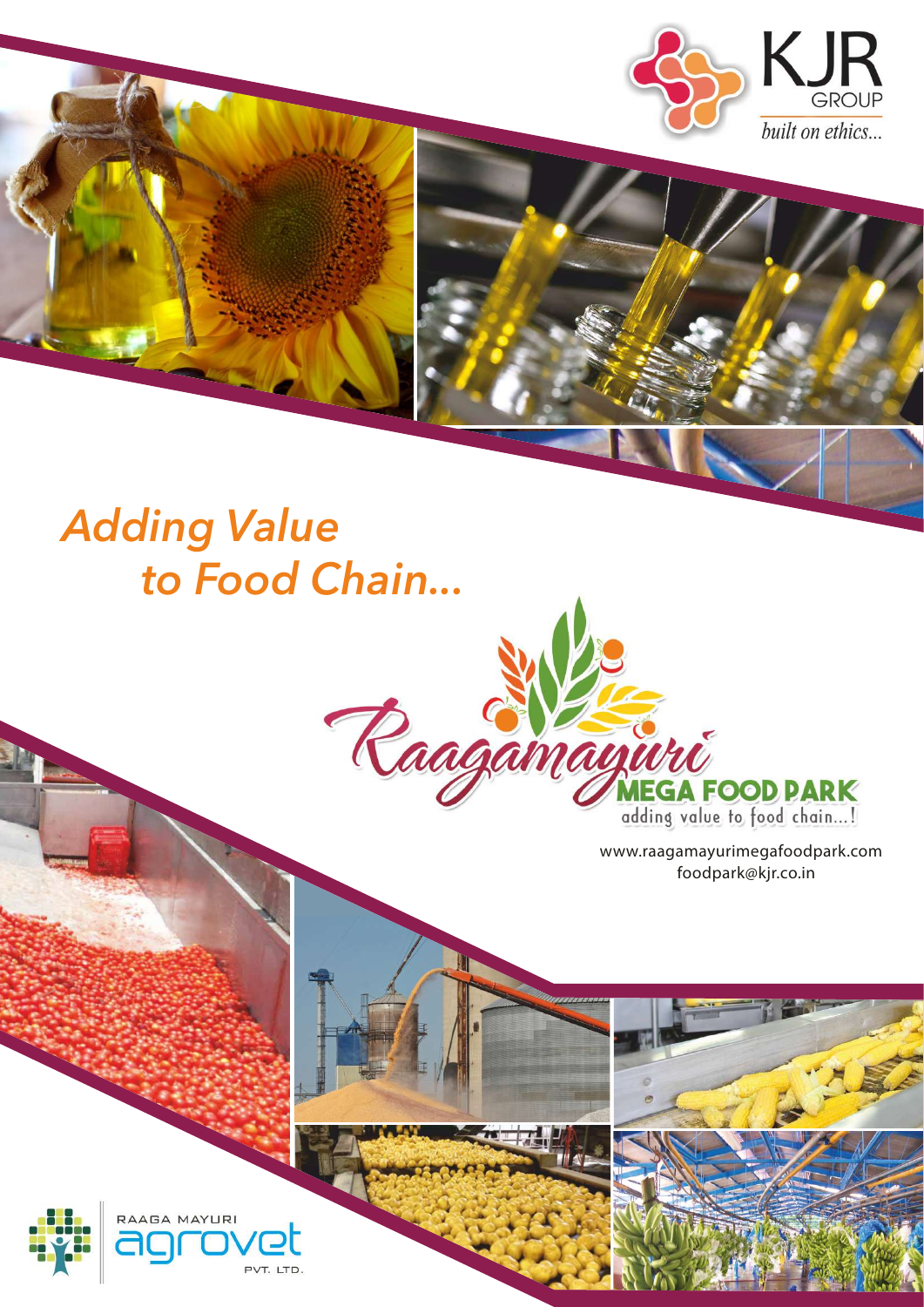KJR GROUP

*built on ethics...*

# *Adding Value to Food Chain...*

Raagamayuri MEGA FOOD PARK

adding value to food chain...!

www.raagamayurimegafoodpark.com

foodpark@kjr.co.in

RAAGA MAYURI agrovet PVT. LTD.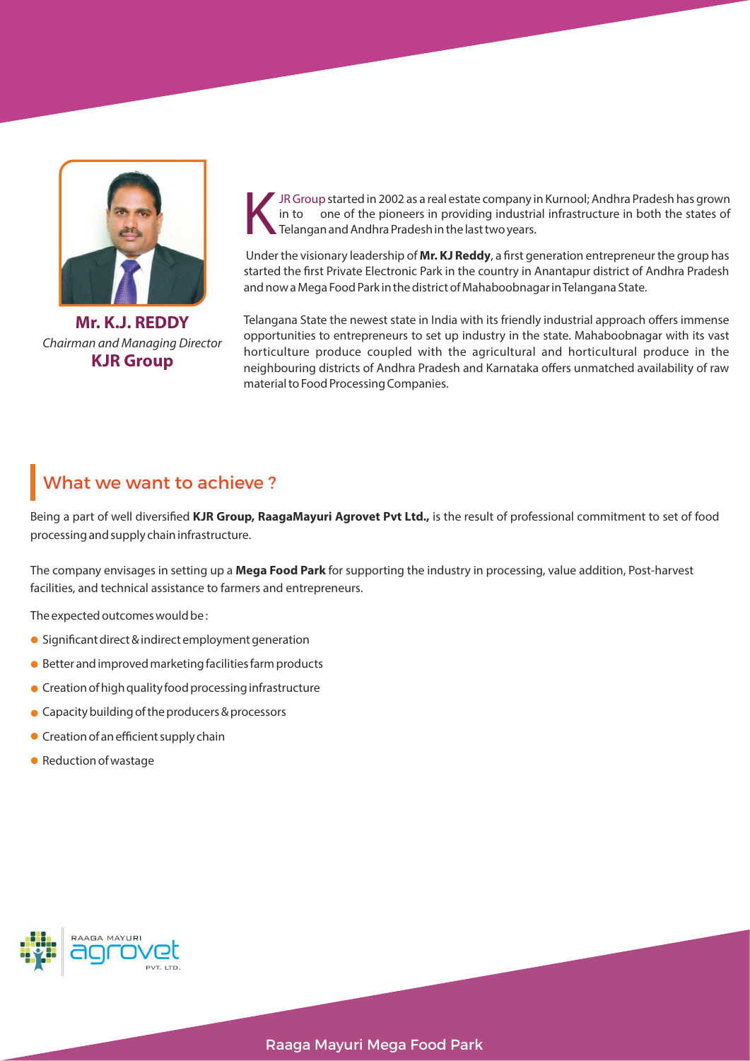**Mr. K.J. REDDY**
*Chairman and Managing Director*
**KJR Group**

KJR Group started in 2002 as a real estate company in Kurnool; Andhra Pradesh has grown in to one of the pioneers in providing industrial infrastructure in both the states of Telangan and Andhra Pradesh in the last two years.

Under the visionary leadership of **Mr. KJ Reddy**, a first generation entrepreneur the group has started the first Private Electronic Park in the country in Anantapur district of Andhra Pradesh and now a Mega Food Park in the district of Mahaboobnagar in Telangana State.

Telangana State the newest state in India with its friendly industrial approach offers immense opportunities to entrepreneurs to set up industry in the state. Mahaboobnagar with its vast horticulture produce coupled with the agricultural and horticultural produce in the neighbouring districts of Andhra Pradesh and Karnataka offers unmatched availability of raw material to Food Processing Companies.

## What we want to achieve ?

Being a part of well diversified **KJR Group, RaagaMayuri Agrovet Pvt Ltd.,** is the result of professional commitment to set of food processing and supply chain infrastructure.

The company envisages in setting up a **Mega Food Park** for supporting the industry in processing, value addition, Post-harvest facilities, and technical assistance to farmers and entrepreneurs.

The expected outcomes would be :

- Significant direct & indirect employment generation
- Better and improved marketing facilities farm products
- Creation of high quality food processing infrastructure
- Capacity building of the producers & processors
- Creation of an efficient supply chain
- Reduction of wastage

RAAGA MAYURI agrovet PVT. LTD.

Raaga Mayuri Mega Food Park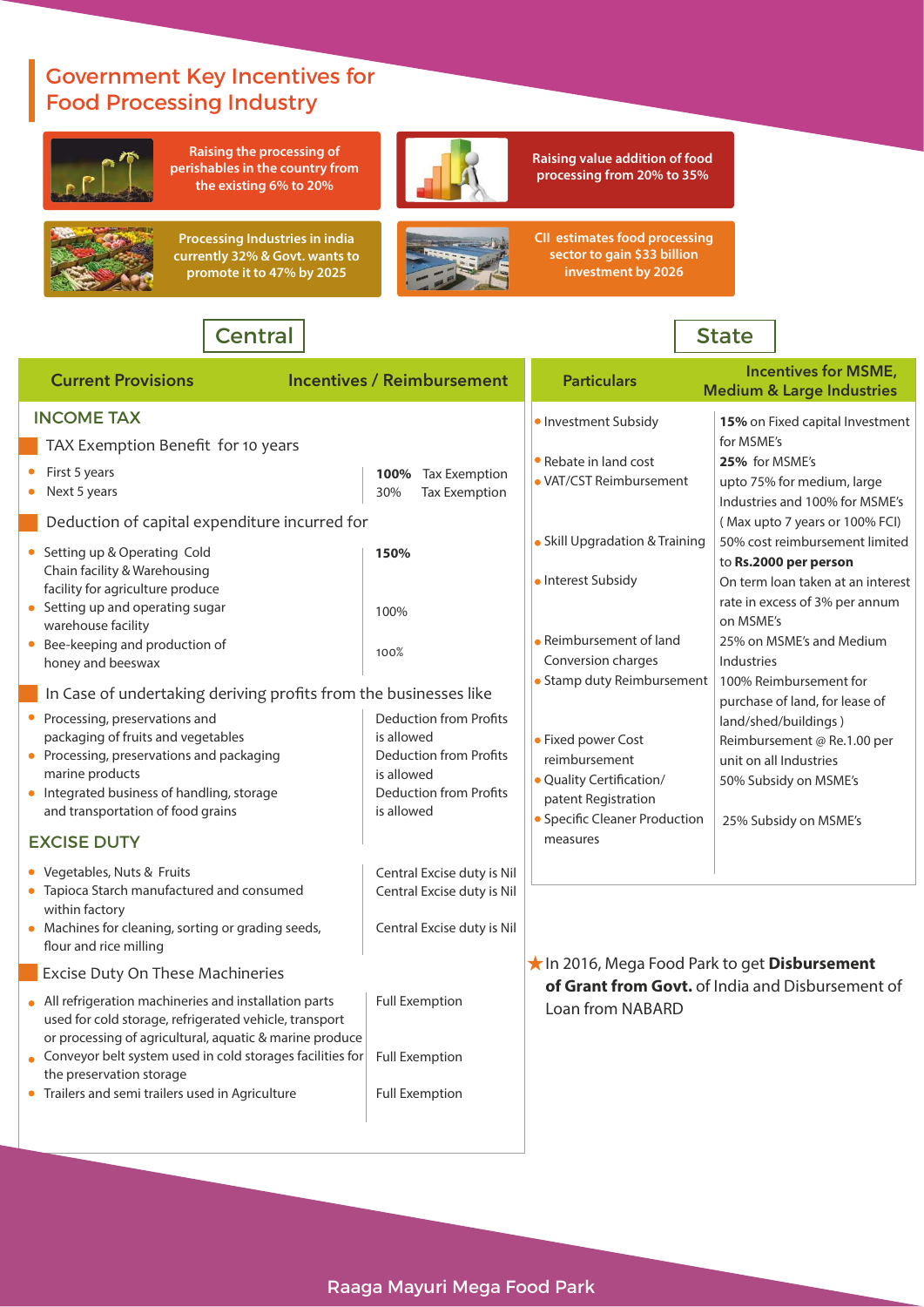# Government Key Incentives for Food Processing Industry

- Raising the processing of perishables in the country from the existing 6% to 20%
- Raising value addition of food processing from 20% to 35%
- Processing Industries in india currently 32% & Govt. wants to promote it to 47% by 2025
- CII estimates food processing sector to gain $33 billion investment by 2026

## Central

| Current Provisions | Incentives / Reimbursement |
|---|---|
| **INCOME TAX** | |
| **TAX Exemption Benefit for 10 years** | |
| • First 5 years | **100%** Tax Exemption |
| • Next 5 years | 30% Tax Exemption |
| **Deduction of capital expenditure incurred for** | |
| • Setting up & Operating Cold Chain facility & Warehousing facility for agriculture produce | **150%** |
| • Setting up and operating sugar warehouse facility | 100% |
| • Bee-keeping and production of honey and beeswax | 100% |
| **In Case of undertaking deriving profits from the businesses like** | |
| • Processing, preservations and packaging of fruits and vegetables | Deduction from Profits is allowed |
| • Processing, preservations and packaging marine products | Deduction from Profits is allowed |
| • Integrated business of handling, storage and transportation of food grains | Deduction from Profits is allowed |
| **EXCISE DUTY** | |
| • Vegetables, Nuts & Fruits | Central Excise duty is Nil |
| • Tapioca Starch manufactured and consumed within factory | Central Excise duty is Nil |
| • Machines for cleaning, sorting or grading seeds, flour and rice milling | Central Excise duty is Nil |
| **Excise Duty On These Machineries** | |
| • All refrigeration machineries and installation parts used for cold storage, refrigerated vehicle, transport or processing of agricultural, aquatic & marine produce | Full Exemption |
| • Conveyor belt system used in cold storages facilities for the preservation storage | Full Exemption |
| • Trailers and semi trailers used in Agriculture | Full Exemption |

## State

| Particulars | Incentives for MSME, Medium & Large Industries |
|---|---|
| • Investment Subsidy | **15%** on Fixed capital Investment for MSME's |
| • Rebate in land cost | **25%** for MSME's |
| • VAT/CST Reimbursement | upto 75% for medium, large Industries and 100% for MSME's (Max upto 7 years or 100% FCI) |
| • Skill Upgradation & Training | 50% cost reimbursement limited to **Rs.2000 per person** |
| • Interest Subsidy | On term loan taken at an interest rate in excess of 3% per annum on MSME's |
| • Reimbursement of land Conversion charges | 25% on MSME's and Medium Industries |
| • Stamp duty Reimbursement | 100% Reimbursement for purchase of land, for lease of land/shed/buildings ) |
| • Fixed power Cost reimbursement | Reimbursement @ Re.1.00 per unit on all Industries |
| • Quality Certification/ patent Registration | 50% Subsidy on MSME's |
| • Specific Cleaner Production measures | 25% Subsidy on MSME's |

★ In 2016, Mega Food Park to get **Disbursement of Grant from Govt.** of India and Disbursement of Loan from NABARD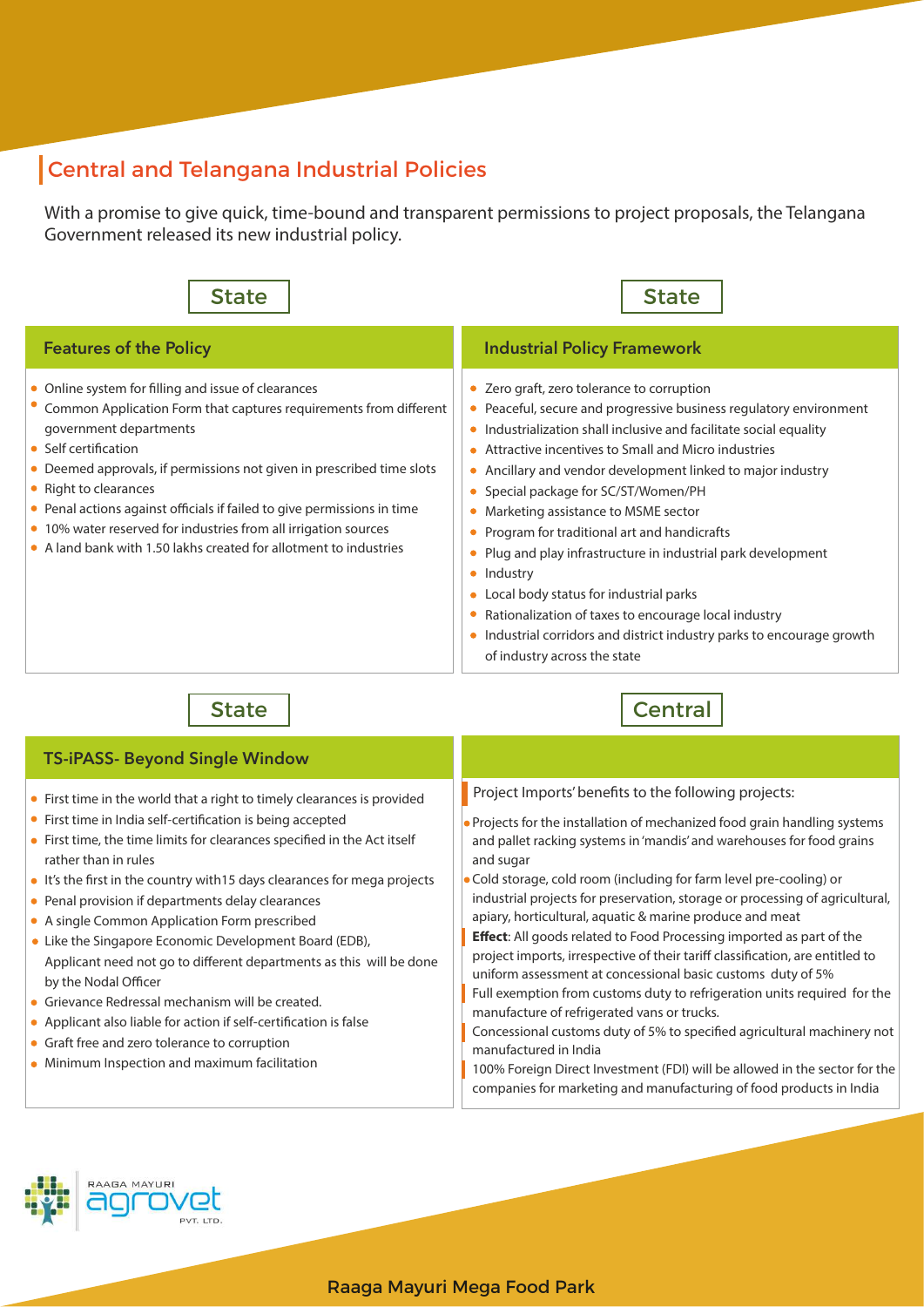## Central and Telangana Industrial Policies

With a promise to give quick, time-bound and transparent permissions to project proposals, the Telangana Government released its new industrial policy.

### State

#### Features of the Policy

- Online system for filling and issue of clearances
- Common Application Form that captures requirements from different government departments
- Self certification
- Deemed approvals, if permissions not given in prescribed time slots
- Right to clearances
- Penal actions against officials if failed to give permissions in time
- 10% water reserved for industries from all irrigation sources
- A land bank with 1.50 lakhs created for allotment to industries

### State

#### Industrial Policy Framework

- Zero graft, zero tolerance to corruption
- Peaceful, secure and progressive business regulatory environment
- Industrialization shall inclusive and facilitate social equality
- Attractive incentives to Small and Micro industries
- Ancillary and vendor development linked to major industry
- Special package for SC/ST/Women/PH
- Marketing assistance to MSME sector
- Program for traditional art and handicrafts
- Plug and play infrastructure in industrial park development
- Industry
- Local body status for industrial parks
- Rationalization of taxes to encourage local industry
- Industrial corridors and district industry parks to encourage growth of industry across the state

### State

#### TS-iPASS- Beyond Single Window

- First time in the world that a right to timely clearances is provided
- First time in India self-certification is being accepted
- First time, the time limits for clearances specified in the Act itself rather than in rules
- It's the first in the country with15 days clearances for mega projects
- Penal provision if departments delay clearances
- A single Common Application Form prescribed
- Like the Singapore Economic Development Board (EDB), Applicant need not go to different departments as this will be done by the Nodal Officer
- Grievance Redressal mechanism will be created.
- Applicant also liable for action if self-certification is false
- Graft free and zero tolerance to corruption
- Minimum Inspection and maximum facilitation

### Central

Project Imports' benefits to the following projects:

- Projects for the installation of mechanized food grain handling systems and pallet racking systems in 'mandis' and warehouses for food grains and sugar
- Cold storage, cold room (including for farm level pre-cooling) or industrial projects for preservation, storage or processing of agricultural, apiary, horticultural, aquatic & marine produce and meat

**Effect**: All goods related to Food Processing imported as part of the project imports, irrespective of their tariff classification, are entitled to uniform assessment at concessional basic customs duty of 5%

Full exemption from customs duty to refrigeration units required for the manufacture of refrigerated vans or trucks.

Concessional customs duty of 5% to specified agricultural machinery not manufactured in India

100% Foreign Direct Investment (FDI) will be allowed in the sector for the companies for marketing and manufacturing of food products in India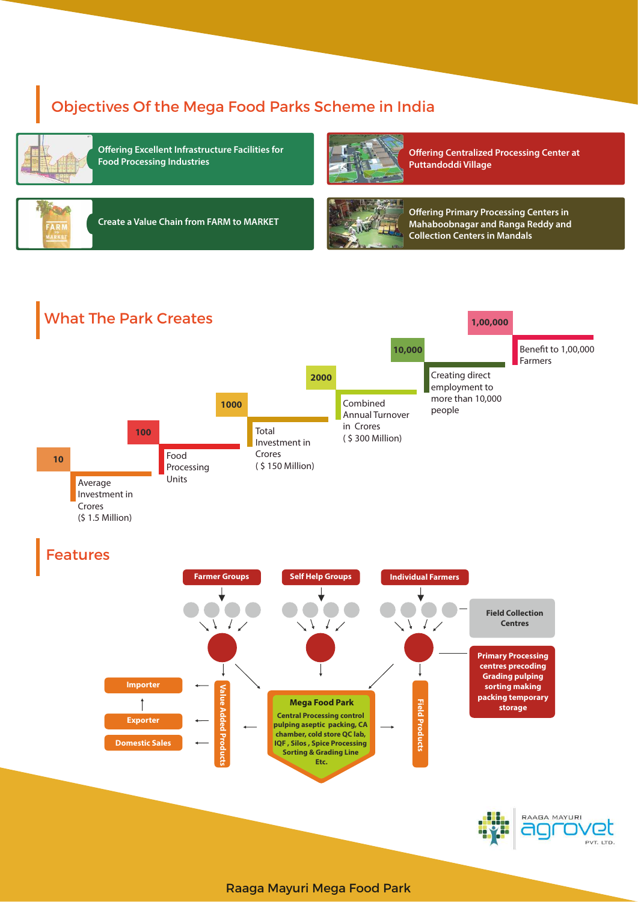## Objectives Of the Mega Food Parks Scheme in India

- Offering Excellent Infrastructure Facilities for Food Processing Industries
- Offering Centralized Processing Center at Puttandoddi Village
- Create a Value Chain from FARM to MARKET
- Offering Primary Processing Centers in Mahaboobnagar and Ranga Reddy and Collection Centers in Mandals

## What The Park Creates

- **10** — Average Investment in Crores ($ 1.5 Million)
- **100** — Food Processing Units
- **1000** — Total Investment in Crores ( $ 150 Million)
- **2000** — Combined Annual Turnover in Crores ( $ 300 Million)
- **10,000** — Creating direct employment to more than 10,000 people
- **1,00,000** — Benefit to 1,00,000 Farmers

## Features

Farmer Groups | Self Help Groups | Individual Farmers

Field Collection Centres

Primary Processing centres precoding Grading pulping sorting making packing temporary storage

Field Products

**Mega Food Park**
Central Processing control pulping aseptic packing, CA chamber, cold store QC lab, IQF , Silos , Spice Processing Sorting & Grading Line Etc.

Value Added Products

Importer

Exporter

Domestic Sales

RAAGA MAYURI agrovet PVT. LTD.

Raaga Mayuri Mega Food Park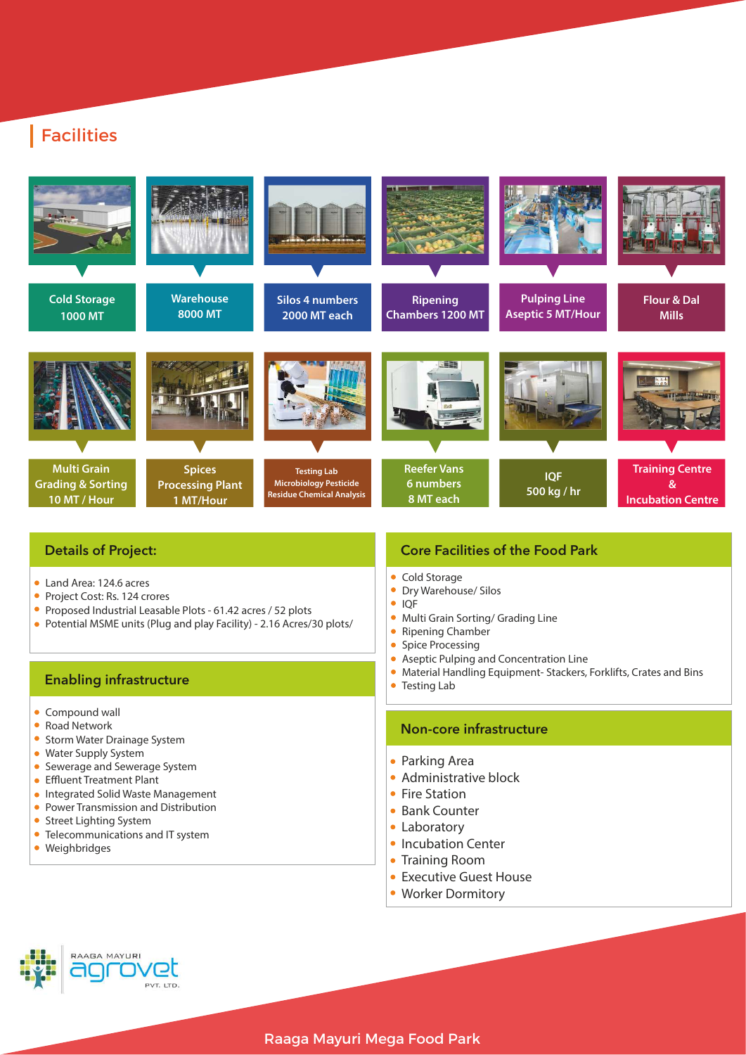## Facilities

- Cold Storage 1000 MT
- Warehouse 8000 MT
- Silos 4 numbers 2000 MT each
- Ripening Chambers 1200 MT
- Pulping Line Aseptic 5 MT/Hour
- Flour & Dal Mills
- Multi Grain Grading & Sorting 10 MT / Hour
- Spices Processing Plant 1 MT/Hour
- Testing Lab Microbiology Pesticide Residue Chemical Analysis
- Reefer Vans 6 numbers 8 MT each
- IQF 500 kg / hr
- Training Centre & Incubation Centre

### Details of Project:

- Land Area: 124.6 acres
- Project Cost: Rs. 124 crores
- Proposed Industrial Leasable Plots - 61.42 acres / 52 plots
- Potential MSME units (Plug and play Facility) - 2.16 Acres/30 plots/

### Enabling infrastructure

- Compound wall
- Road Network
- Storm Water Drainage System
- Water Supply System
- Sewerage and Sewerage System
- Effluent Treatment Plant
- Integrated Solid Waste Management
- Power Transmission and Distribution
- Street Lighting System
- Telecommunications and IT system
- Weighbridges

### Core Facilities of the Food Park

- Cold Storage
- Dry Warehouse/ Silos
- IQF
- Multi Grain Sorting/ Grading Line
- Ripening Chamber
- Spice Processing
- Aseptic Pulping and Concentration Line
- Material Handling Equipment- Stackers, Forklifts, Crates and Bins
- Testing Lab

### Non-core infrastructure

- Parking Area
- Administrative block
- Fire Station
- Bank Counter
- Laboratory
- Incubation Center
- Training Room
- Executive Guest House
- Worker Dormitory

RAAGA MAYURI agrovet PVT. LTD.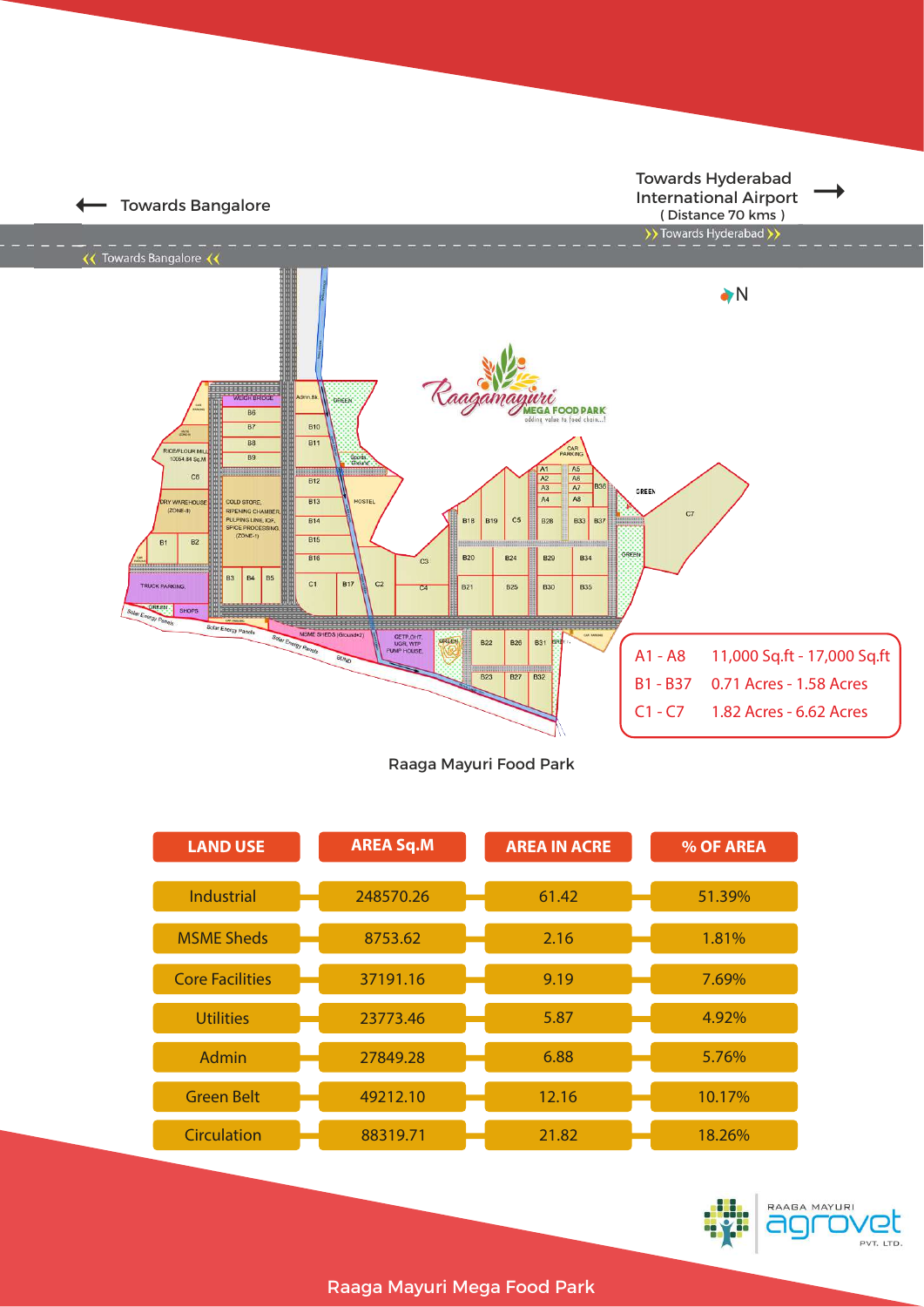Towards Bangalore

Towards Hyderabad International Airport
( Distance 70 kms )

| | |
|---|---|
| A1 - A8 | 11,000 Sq.ft - 17,000 Sq.ft |
| B1 - B37 | 0.71 Acres - 1.58 Acres |
| C1 - C7 | 1.82 Acres - 6.62 Acres |

Raaga Mayuri Food Park

| LAND USE | AREA Sq.M | AREA IN ACRE | % OF AREA |
|---|---|---|---|
| Industrial | 248570.26 | 61.42 | 51.39% |
| MSME Sheds | 8753.62 | 2.16 | 1.81% |
| Core Facilities | 37191.16 | 9.19 | 7.69% |
| Utilities | 23773.46 | 5.87 | 4.92% |
| Admin | 27849.28 | 6.88 | 5.76% |
| Green Belt | 49212.10 | 12.16 | 10.17% |
| Circulation | 88319.71 | 21.82 | 18.26% |

RAAGA MAYURI agrovet PVT. LTD.

Raaga Mayuri Mega Food Park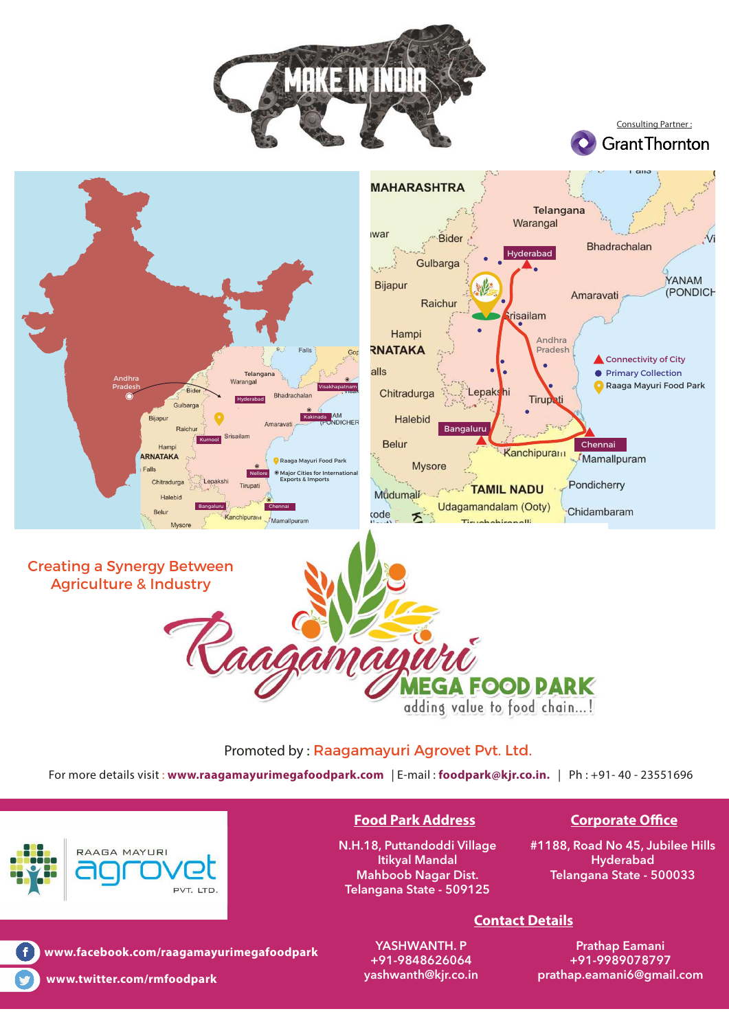MAKE IN INDIA

Consulting Partner : Grant Thornton

Connectivity of City
Primary Collection
Raaga Mayuri Food Park

Creating a Synergy Between Agriculture & Industry

Raagamayuri MEGA FOOD PARK
adding value to food chain...!

Promoted by : Raagamayuri Agrovet Pvt. Ltd.

For more details visit : **www.raagamayurimegafoodpark.com** | E-mail : **foodpark@kjr.co.in.** | Ph : +91- 40 - 23551696

RAAGA MAYURI agrovet PVT. LTD.

## Food Park Address

N.H.18, Puttandoddi Village
Itikyal Mandal
Mahboob Nagar Dist.
Telangana State - 509125

## Corporate Office

#1188, Road No 45, Jubilee Hills
Hyderabad
Telangana State - 500033

## Contact Details

YASHWANTH. P
+91-9848626064
yashwanth@kjr.co.in

Prathap Eamani
+91-9989078797
prathap.eamani6@gmail.com

www.facebook.com/raagamayurimegafoodpark

www.twitter.com/rmfoodpark